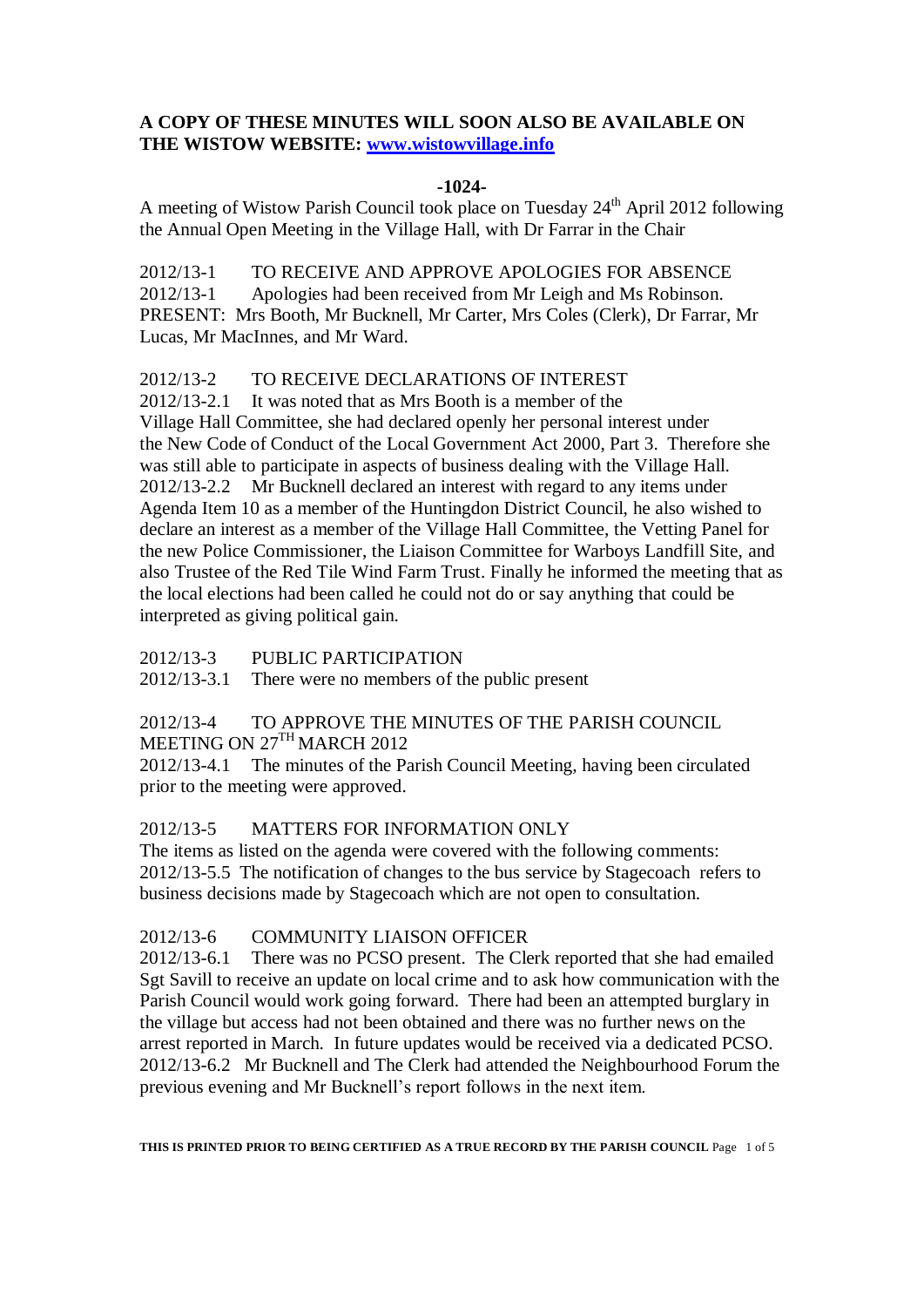**A COPY OF THESE MINUTES WILL SOON ALSO BE AVAILABLE ON THE WISTOW WEBSITE: [www.wistowvillage.info](http://www.wistowvillage.info)**

**-1024-**

A meeting of Wistow Parish Council took place on Tuesday 24th April 2012 following the Annual Open Meeting in the Village Hall, with Dr Farrar in the Chair

2012/13-1 TO RECEIVE AND APPROVE APOLOGIES FOR ABSENCE

2012/13-1 Apologies had been received from Mr Leigh and Ms Robinson.

PRESENT: Mrs Booth, Mr Bucknell, Mr Carter, Mrs Coles (Clerk), Dr Farrar, Mr Lucas, Mr MacInnes, and Mr Ward.

2012/13-2 TO RECEIVE DECLARATIONS OF INTEREST

2012/13-2.1 It was noted that as Mrs Booth is a member of the Village Hall Committee, she had declared openly her personal interest under the New Code of Conduct of the Local Government Act 2000, Part 3. Therefore she was still able to participate in aspects of business dealing with the Village Hall.

2012/13-2.2 Mr Bucknell declared an interest with regard to any items under Agenda Item 10 as a member of the Huntingdon District Council, he also wished to declare an interest as a member of the Village Hall Committee, the Vetting Panel for the new Police Commissioner, the Liaison Committee for Warboys Landfill Site, and also Trustee of the Red Tile Wind Farm Trust. Finally he informed the meeting that as the local elections had been called he could not do or say anything that could be interpreted as giving political gain.

2012/13-3 PUBLIC PARTICIPATION

2012/13-3.1 There were no members of the public present

2012/13-4 TO APPROVE THE MINUTES OF THE PARISH COUNCIL MEETING ON 27TH MARCH 2012

2012/13-4.1 The minutes of the Parish Council Meeting, having been circulated prior to the meeting were approved.

2012/13-5 MATTERS FOR INFORMATION ONLY

The items as listed on the agenda were covered with the following comments:

2012/13-5.5 The notification of changes to the bus service by Stagecoach refers to business decisions made by Stagecoach which are not open to consultation.

2012/13-6 COMMUNITY LIAISON OFFICER

2012/13-6.1 There was no PCSO present. The Clerk reported that she had emailed Sgt Savill to receive an update on local crime and to ask how communication with the Parish Council would work going forward. There had been an attempted burglary in the village but access had not been obtained and there was no further news on the arrest reported in March. In future updates would be received via a dedicated PCSO.

2012/13-6.2 Mr Bucknell and The Clerk had attended the Neighbourhood Forum the previous evening and Mr Bucknell's report follows in the next item.

**THIS IS PRINTED PRIOR TO BEING CERTIFIED AS A TRUE RECORD BY THE PARISH COUNCIL**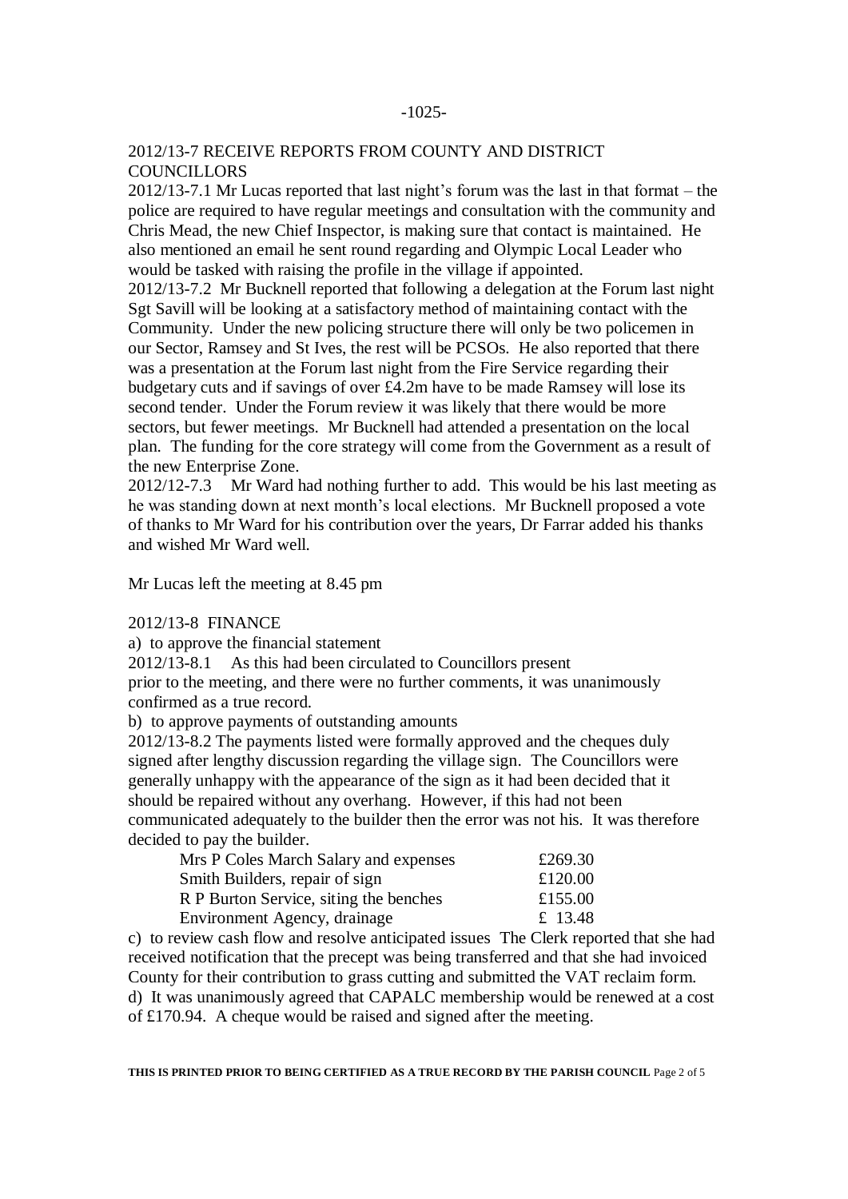## 2012/13-7 RECEIVE REPORTS FROM COUNTY AND DISTRICT COUNCILLORS

2012/13-7.1 Mr Lucas reported that last night's forum was the last in that format – the police are required to have regular meetings and consultation with the community and Chris Mead, the new Chief Inspector, is making sure that contact is maintained. He also mentioned an email he sent round regarding and Olympic Local Leader who would be tasked with raising the profile in the village if appointed.

2012/13-7.2 Mr Bucknell reported that following a delegation at the Forum last night Sgt Savill will be looking at a satisfactory method of maintaining contact with the Community. Under the new policing structure there will only be two policemen in our Sector, Ramsey and St Ives, the rest will be PCSOs. He also reported that there was a presentation at the Forum last night from the Fire Service regarding their budgetary cuts and if savings of over £4.2m have to be made Ramsey will lose its second tender. Under the Forum review it was likely that there would be more sectors, but fewer meetings. Mr Bucknell had attended a presentation on the local plan. The funding for the core strategy will come from the Government as a result of the new Enterprise Zone.

2012/12-7.3 Mr Ward had nothing further to add. This would be his last meeting as he was standing down at next month's local elections. Mr Bucknell proposed a vote of thanks to Mr Ward for his contribution over the years, Dr Farrar added his thanks and wished Mr Ward well.

Mr Lucas left the meeting at 8.45 pm

## 2012/13-8 FINANCE

a) to approve the financial statement

2012/13-8.1 As this had been circulated to Councillors present prior to the meeting, and there were no further comments, it was unanimously confirmed as a true record.

b) to approve payments of outstanding amounts

2012/13-8.2 The payments listed were formally approved and the cheques duly signed after lengthy discussion regarding the village sign. The Councillors were generally unhappy with the appearance of the sign as it had been decided that it should be repaired without any overhang. However, if this had not been communicated adequately to the builder then the error was not his. It was therefore decided to pay the builder.

| | |
|---|---|
| Mrs P Coles March Salary and expenses | £269.30 |
| Smith Builders, repair of sign | £120.00 |
| R P Burton Service, siting the benches | £155.00 |
| Environment Agency, drainage | £ 13.48 |

c) to review cash flow and resolve anticipated issues The Clerk reported that she had received notification that the precept was being transferred and that she had invoiced County for their contribution to grass cutting and submitted the VAT reclaim form.

d) It was unanimously agreed that CAPALC membership would be renewed at a cost of £170.94. A cheque would be raised and signed after the meeting.

**THIS IS PRINTED PRIOR TO BEING CERTIFIED AS A TRUE RECORD BY THE PARISH COUNCIL**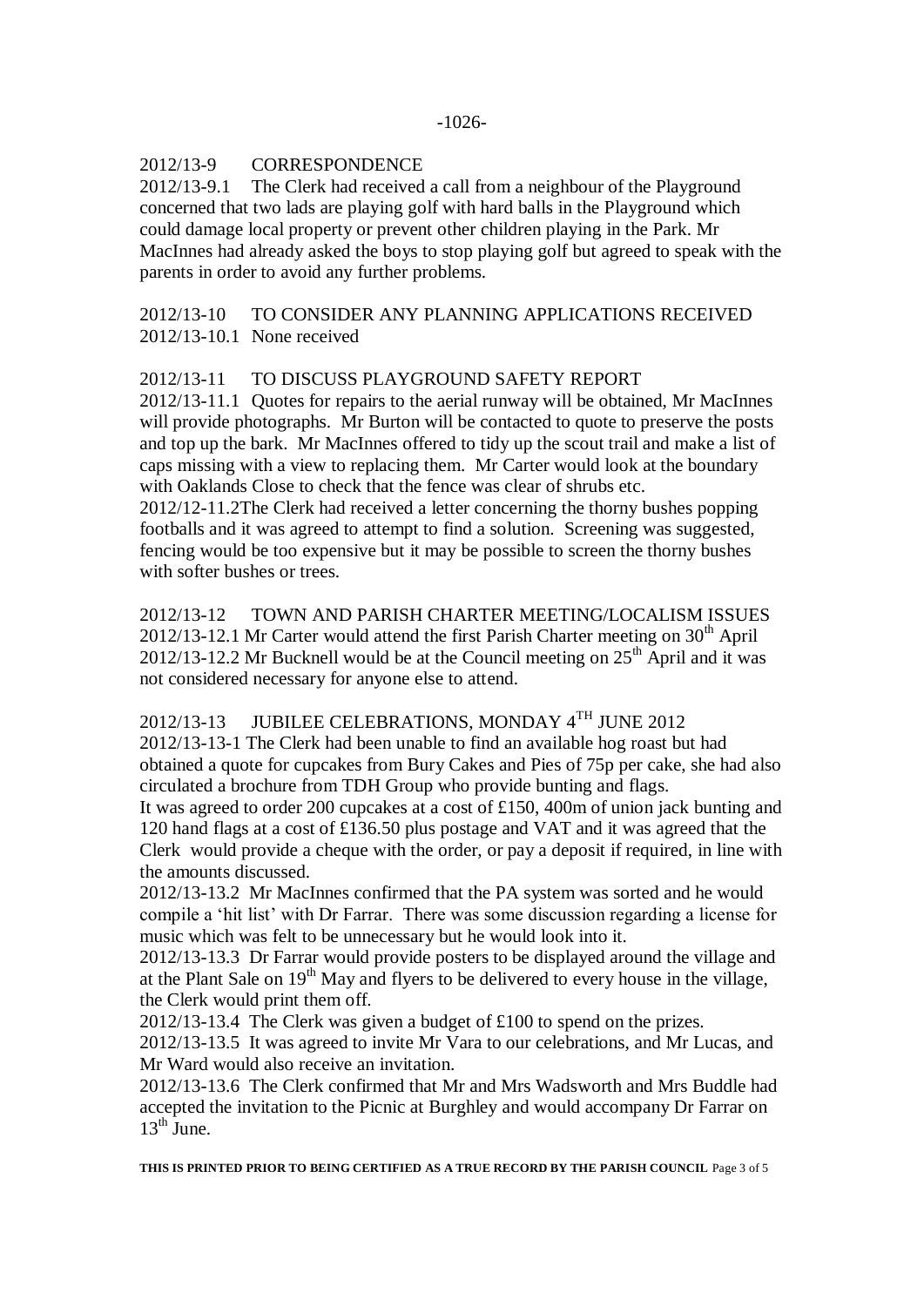-1026-

2012/13-9 CORRESPONDENCE

2012/13-9.1 The Clerk had received a call from a neighbour of the Playground concerned that two lads are playing golf with hard balls in the Playground which could damage local property or prevent other children playing in the Park. Mr MacInnes had already asked the boys to stop playing golf but agreed to speak with the parents in order to avoid any further problems.

2012/13-10 TO CONSIDER ANY PLANNING APPLICATIONS RECEIVED

2012/13-10.1 None received

2012/13-11 TO DISCUSS PLAYGROUND SAFETY REPORT

2012/13-11.1 Quotes for repairs to the aerial runway will be obtained, Mr MacInnes will provide photographs. Mr Burton will be contacted to quote to preserve the posts and top up the bark. Mr MacInnes offered to tidy up the scout trail and make a list of caps missing with a view to replacing them. Mr Carter would look at the boundary with Oaklands Close to check that the fence was clear of shrubs etc.

2012/12-11.2The Clerk had received a letter concerning the thorny bushes popping footballs and it was agreed to attempt to find a solution. Screening was suggested, fencing would be too expensive but it may be possible to screen the thorny bushes with softer bushes or trees.

2012/13-12 TOWN AND PARISH CHARTER MEETING/LOCALISM ISSUES

2012/13-12.1 Mr Carter would attend the first Parish Charter meeting on 30th April

2012/13-12.2 Mr Bucknell would be at the Council meeting on 25th April and it was not considered necessary for anyone else to attend.

2012/13-13 JUBILEE CELEBRATIONS, MONDAY 4TH JUNE 2012

2012/13-13-1 The Clerk had been unable to find an available hog roast but had obtained a quote for cupcakes from Bury Cakes and Pies of 75p per cake, she had also circulated a brochure from TDH Group who provide bunting and flags.

It was agreed to order 200 cupcakes at a cost of £150, 400m of union jack bunting and 120 hand flags at a cost of £136.50 plus postage and VAT and it was agreed that the Clerk would provide a cheque with the order, or pay a deposit if required, in line with the amounts discussed.

2012/13-13.2 Mr MacInnes confirmed that the PA system was sorted and he would compile a 'hit list' with Dr Farrar. There was some discussion regarding a license for music which was felt to be unnecessary but he would look into it.

2012/13-13.3 Dr Farrar would provide posters to be displayed around the village and at the Plant Sale on 19th May and flyers to be delivered to every house in the village, the Clerk would print them off.

2012/13-13.4 The Clerk was given a budget of £100 to spend on the prizes.

2012/13-13.5 It was agreed to invite Mr Vara to our celebrations, and Mr Lucas, and Mr Ward would also receive an invitation.

2012/13-13.6 The Clerk confirmed that Mr and Mrs Wadsworth and Mrs Buddle had accepted the invitation to the Picnic at Burghley and would accompany Dr Farrar on 13th June.

**THIS IS PRINTED PRIOR TO BEING CERTIFIED AS A TRUE RECORD BY THE PARISH COUNCIL**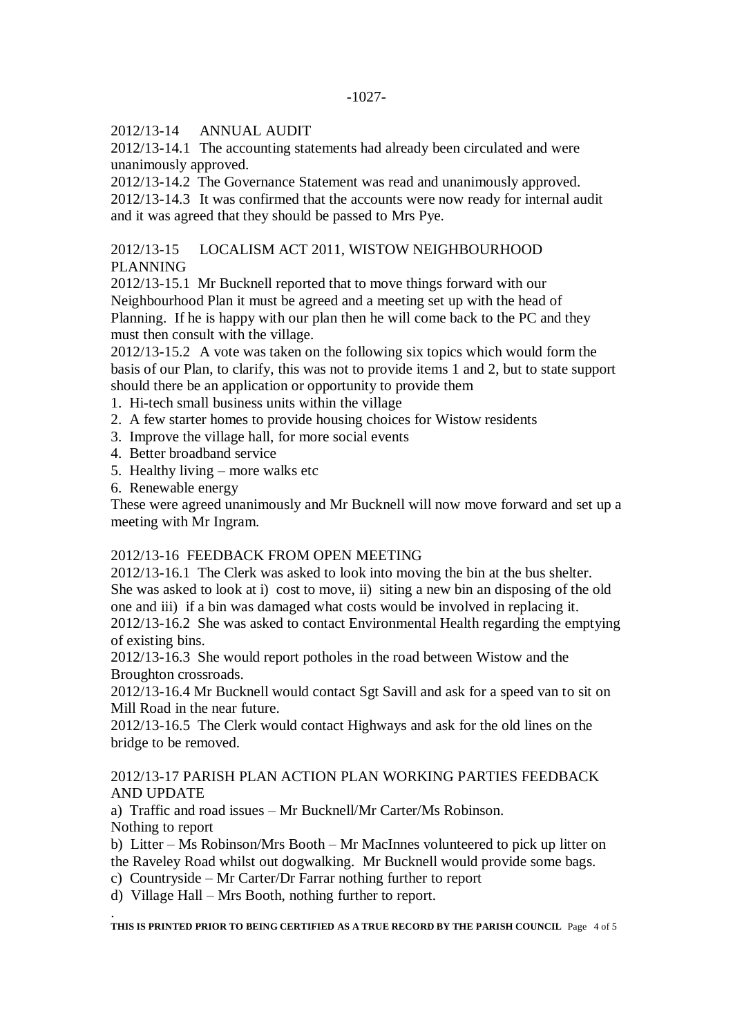2012/13-14 ANNUAL AUDIT

2012/13-14.1 The accounting statements had already been circulated and were unanimously approved.

2012/13-14.2 The Governance Statement was read and unanimously approved.

2012/13-14.3 It was confirmed that the accounts were now ready for internal audit and it was agreed that they should be passed to Mrs Pye.

2012/13-15 LOCALISM ACT 2011, WISTOW NEIGHBOURHOOD PLANNING

2012/13-15.1 Mr Bucknell reported that to move things forward with our Neighbourhood Plan it must be agreed and a meeting set up with the head of Planning. If he is happy with our plan then he will come back to the PC and they must then consult with the village.

2012/13-15.2 A vote was taken on the following six topics which would form the basis of our Plan, to clarify, this was not to provide items 1 and 2, but to state support should there be an application or opportunity to provide them

1. Hi-tech small business units within the village
2. A few starter homes to provide housing choices for Wistow residents
3. Improve the village hall, for more social events
4. Better broadband service
5. Healthy living – more walks etc
6. Renewable energy

These were agreed unanimously and Mr Bucknell will now move forward and set up a meeting with Mr Ingram.

2012/13-16 FEEDBACK FROM OPEN MEETING

2012/13-16.1 The Clerk was asked to look into moving the bin at the bus shelter. She was asked to look at i) cost to move, ii) siting a new bin an disposing of the old one and iii) if a bin was damaged what costs would be involved in replacing it.

2012/13-16.2 She was asked to contact Environmental Health regarding the emptying of existing bins.

2012/13-16.3 She would report potholes in the road between Wistow and the Broughton crossroads.

2012/13-16.4 Mr Bucknell would contact Sgt Savill and ask for a speed van to sit on Mill Road in the near future.

2012/13-16.5 The Clerk would contact Highways and ask for the old lines on the bridge to be removed.

2012/13-17 PARISH PLAN ACTION PLAN WORKING PARTIES FEEDBACK AND UPDATE

a) Traffic and road issues – Mr Bucknell/Mr Carter/Ms Robinson.
Nothing to report

b) Litter – Ms Robinson/Mrs Booth – Mr MacInnes volunteered to pick up litter on the Raveley Road whilst out dogwalking. Mr Bucknell would provide some bags.

c) Countryside – Mr Carter/Dr Farrar nothing further to report

d) Village Hall – Mrs Booth, nothing further to report.

**THIS IS PRINTED PRIOR TO BEING CERTIFIED AS A TRUE RECORD BY THE PARISH COUNCIL**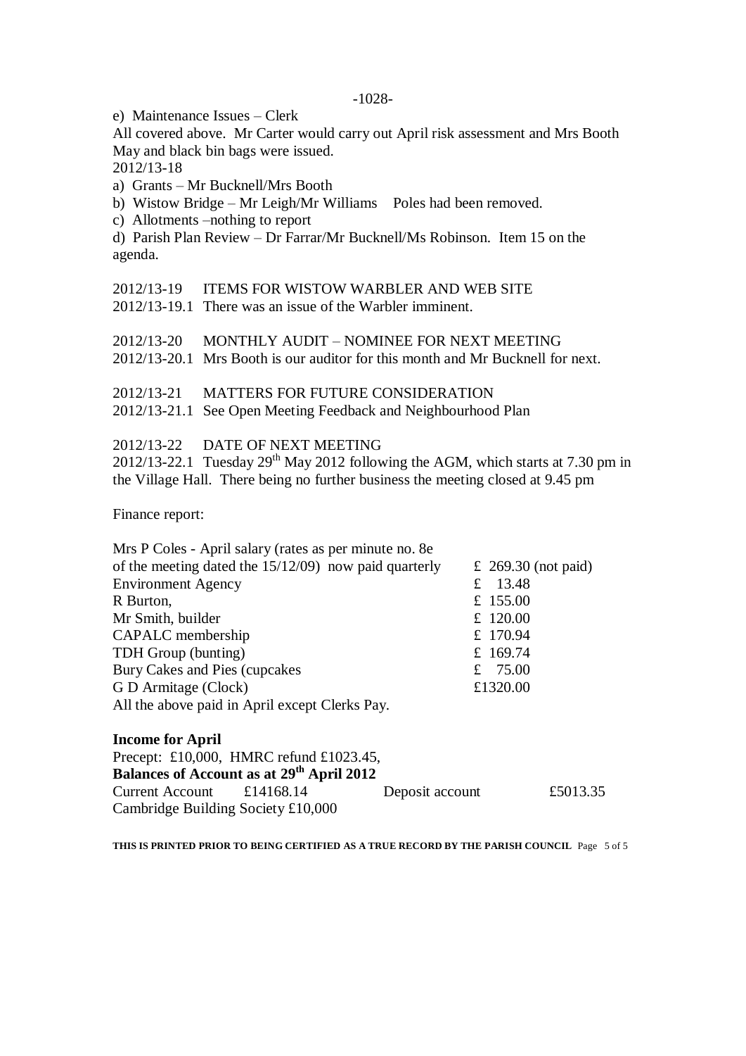-1028-

e) Maintenance Issues – Clerk

All covered above. Mr Carter would carry out April risk assessment and Mrs Booth May and black bin bags were issued.

2012/13-18

a) Grants – Mr Bucknell/Mrs Booth

b) Wistow Bridge – Mr Leigh/Mr Williams  Poles had been removed.

c) Allotments –nothing to report

d) Parish Plan Review – Dr Farrar/Mr Bucknell/Ms Robinson. Item 15 on the agenda.

2012/13-19  ITEMS FOR WISTOW WARBLER AND WEB SITE

2012/13-19.1 There was an issue of the Warbler imminent.

2012/13-20  MONTHLY AUDIT – NOMINEE FOR NEXT MEETING

2012/13-20.1 Mrs Booth is our auditor for this month and Mr Bucknell for next.

2012/13-21  MATTERS FOR FUTURE CONSIDERATION

2012/13-21.1 See Open Meeting Feedback and Neighbourhood Plan

2012/13-22  DATE OF NEXT MEETING

2012/13-22.1 Tuesday 29th May 2012 following the AGM, which starts at 7.30 pm in the Village Hall. There being no further business the meeting closed at 9.45 pm

Finance report:

| | |
|---|---|
| Mrs P Coles - April salary (rates as per minute no. 8e of the meeting dated the 15/12/09) now paid quarterly | £ 269.30 (not paid) |
| Environment Agency | £ 13.48 |
| R Burton, | £ 155.00 |
| Mr Smith, builder | £ 120.00 |
| CAPALC membership | £ 170.94 |
| TDH Group (bunting) | £ 169.74 |
| Bury Cakes and Pies (cupcakes | £ 75.00 |
| G D Armitage (Clock) | £1320.00 |

All the above paid in April except Clerks Pay.

**Income for April**

Precept: £10,000, HMRC refund £1023.45,

**Balances of Account as at 29th April 2012**

Current Account  £14168.14  Deposit account  £5013.35

Cambridge Building Society £10,000

**THIS IS PRINTED PRIOR TO BEING CERTIFIED AS A TRUE RECORD BY THE PARISH COUNCIL**